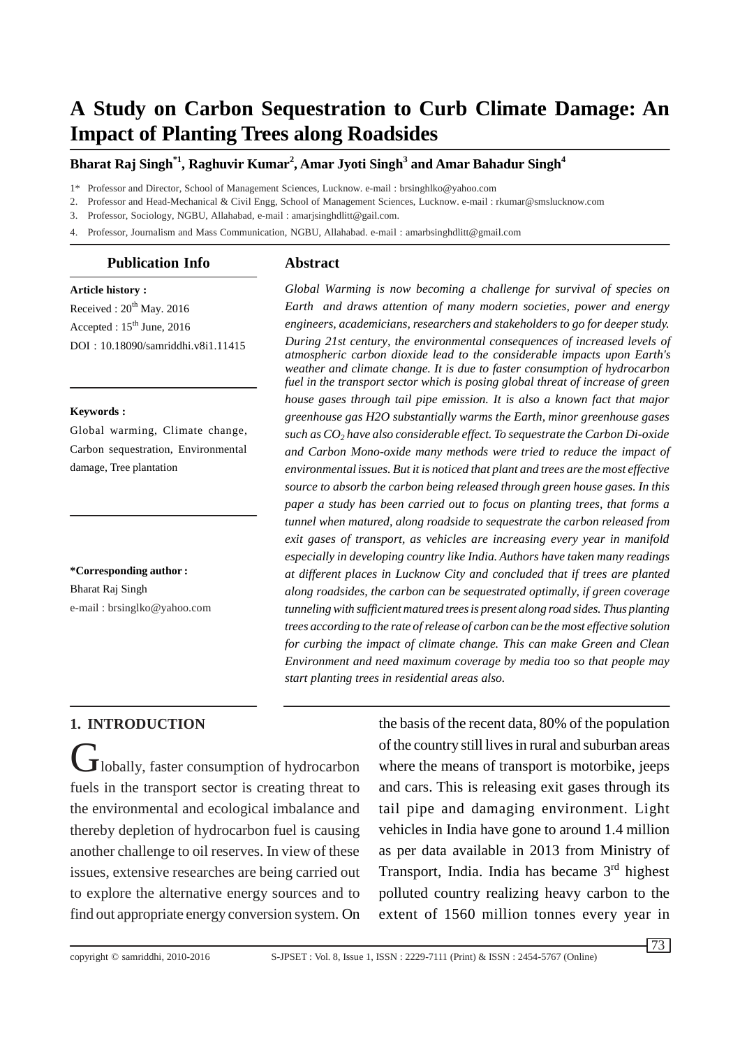# A Study on Carbon Sequestration to Curb Climate Damage: An Impact of Planting Trees along Roadsides

**Bharat Raj Singh[*1], Raghuvir Kumar[2], Amar Jyoti Singh[3] and Amar Bahadur Singh[4]**

1* Professor and Director, School of Management Sciences, Lucknow. e-mail : brsinghlko@yahoo.com

2. Professor and Head-Mechanical & Civil Engg, School of Management Sciences, Lucknow. e-mail : rkumar@smslucknow.com

3. Professor, Sociology, NGBU, Allahabad, e-mail : amarjsinghdlitt@gail.com.

4. Professor, Journalism and Mass Communication, NGBU, Allahabad. e-mail : amarbsinghdlitt@gmail.com

## Publication Info

**Article history :**

Received : 20th May. 2016

Accepted : 15th June, 2016

DOI : 10.18090/samriddhi.v8i1.11415

**Keywords :**

Global warming, Climate change, Carbon sequestration, Environmental damage, Tree plantation

**\*Corresponding author :**

Bharat Raj Singh

e-mail : brsinglko@yahoo.com

## Abstract

*Global Warming is now becoming a challenge for survival of species on Earth and draws attention of many modern societies, power and energy engineers, academicians, researchers and stakeholders to go for deeper study. During 21st century, the environmental consequences of increased levels of atmospheric carbon dioxide lead to the considerable impacts upon Earth's weather and climate change. It is due to faster consumption of hydrocarbon fuel in the transport sector which is posing global threat of increase of green house gases through tail pipe emission. It is also a known fact that major greenhouse gas H2O substantially warms the Earth, minor greenhouse gases such as $CO_2$ have also considerable effect. To sequestrate the Carbon Di-oxide and Carbon Mono-oxide many methods were tried to reduce the impact of environmental issues. But it is noticed that plant and trees are the most effective source to absorb the carbon being released through green house gases. In this paper a study has been carried out to focus on planting trees, that forms a tunnel when matured, along roadside to sequestrate the carbon released from exit gases of transport, as vehicles are increasing every year in manifold especially in developing country like India. Authors have taken many readings at different places in Lucknow City and concluded that if trees are planted along roadsides, the carbon can be sequestrated optimally, if green coverage tunneling with sufficient matured trees is present along road sides. Thus planting trees according to the rate of release of carbon can be the most effective solution for curbing the impact of climate change. This can make Green and Clean Environment and need maximum coverage by media too so that people may start planting trees in residential areas also.*

## 1. INTRODUCTION

Globally, faster consumption of hydrocarbon fuels in the transport sector is creating threat to the environmental and ecological imbalance and thereby depletion of hydrocarbon fuel is causing another challenge to oil reserves. In view of these issues, extensive researches are being carried out to explore the alternative energy sources and to find out appropriate energy conversion system. On the basis of the recent data, 80% of the population of the country still lives in rural and suburban areas where the means of transport is motorbike, jeeps and cars. This is releasing exit gases through its tail pipe and damaging environment. Light vehicles in India have gone to around 1.4 million as per data available in 2013 from Ministry of Transport, India. India has became 3rd highest polluted country realizing heavy carbon to the extent of 1560 million tonnes every year in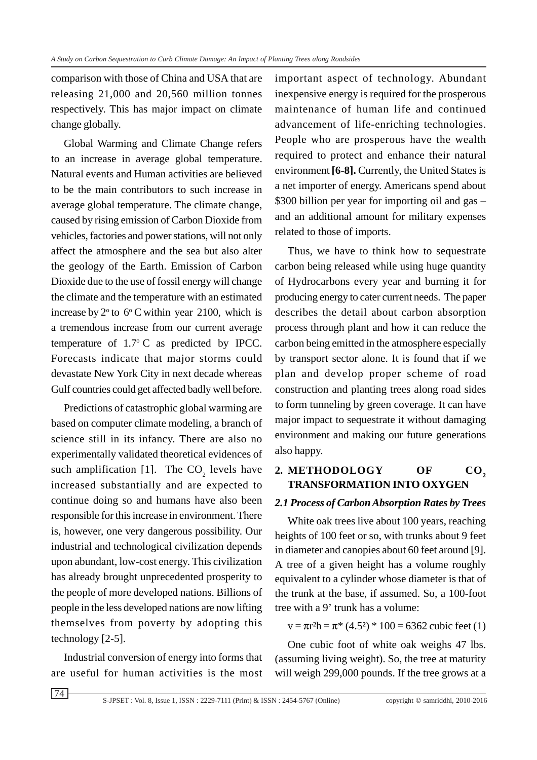comparison with those of China and USA that are releasing 21,000 and 20,560 million tonnes respectively. This has major impact on climate change globally.

Global Warming and Climate Change refers to an increase in average global temperature. Natural events and Human activities are believed to be the main contributors to such increase in average global temperature. The climate change, caused by rising emission of Carbon Dioxide from vehicles, factories and power stations, will not only affect the atmosphere and the sea but also alter the geology of the Earth. Emission of Carbon Dioxide due to the use of fossil energy will change the climate and the temperature with an estimated increase by $2^{o}$ to $6^{o}$ C within year 2100, which is a tremendous increase from our current average temperature of $1.7^{o}$ C as predicted by IPCC. Forecasts indicate that major storms could devastate New York City in next decade whereas Gulf countries could get affected badly well before.

Predictions of catastrophic global warming are based on computer climate modeling, a branch of science still in its infancy. There are also no experimentally validated theoretical evidences of such amplification [1]. The $CO_2$ levels have increased substantially and are expected to continue doing so and humans have also been responsible for this increase in environment. There is, however, one very dangerous possibility. Our industrial and technological civilization depends upon abundant, low-cost energy. This civilization has already brought unprecedented prosperity to the people of more developed nations. Billions of people in the less developed nations are now lifting themselves from poverty by adopting this technology [2-5].

Industrial conversion of energy into forms that are useful for human activities is the most important aspect of technology. Abundant inexpensive energy is required for the prosperous maintenance of human life and continued advancement of life-enriching technologies. People who are prosperous have the wealth required to protect and enhance their natural environment **[6-8].** Currently, the United States is a net importer of energy. Americans spend about \$300 billion per year for importing oil and gas – and an additional amount for military expenses related to those of imports.

Thus, we have to think how to sequestrate carbon being released while using huge quantity of Hydrocarbons every year and burning it for producing energy to cater current needs. The paper describes the detail about carbon absorption process through plant and how it can reduce the carbon being emitted in the atmosphere especially by transport sector alone. It is found that if we plan and develop proper scheme of road construction and planting trees along road sides to form tunneling by green coverage. It can have major impact to sequestrate it without damaging environment and making our future generations also happy.

## 2. METHODOLOGY OF $CO_2$ TRANSFORMATION INTO OXYGEN

### *2.1 Process of Carbon Absorption Rates by Trees*

White oak trees live about 100 years, reaching heights of 100 feet or so, with trunks about 9 feet in diameter and canopies about 60 feet around [9]. A tree of a given height has a volume roughly equivalent to a cylinder whose diameter is that of the trunk at the base, if assumed. So, a 100-foot tree with a 9' trunk has a volume:

$$v = \pi r^2 h = \pi * (4.5^2) * 100 = 6362 \text{ cubic feet} \quad (1)$$

One cubic foot of white oak weighs 47 lbs. (assuming living weight). So, the tree at maturity will weigh 299,000 pounds. If the tree grows at a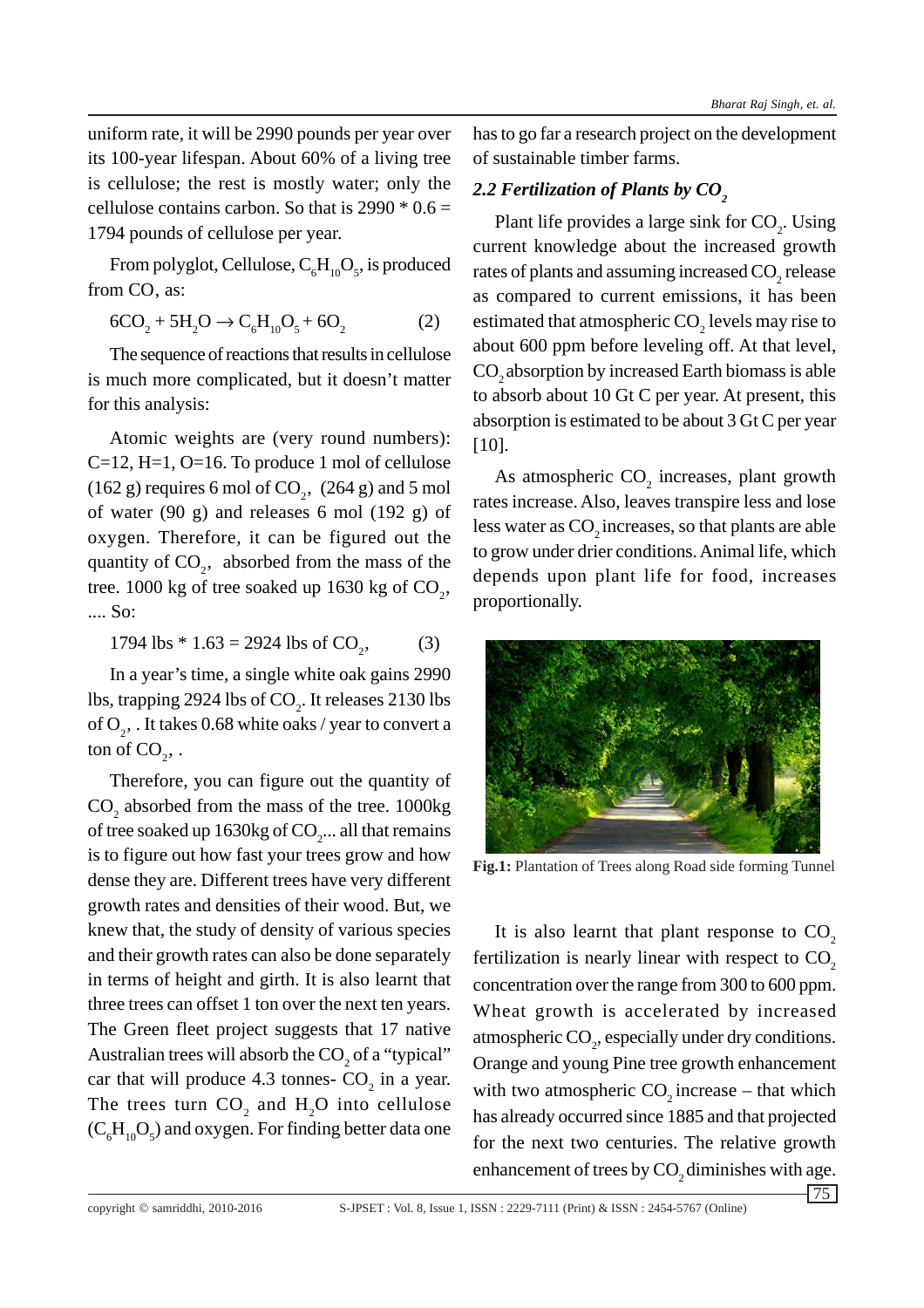uniform rate, it will be 2990 pounds per year over its 100-year lifespan. About 60% of a living tree is cellulose; the rest is mostly water; only the cellulose contains carbon. So that is 2990 * 0.6 = 1794 pounds of cellulose per year.

From polyglot, Cellulose, $C_6H_{10}O_5$, is produced from CO, as:

$$6CO_2 + 5H_2O \rightarrow C_6H_{10}O_5 + 6O_2 \qquad (2)$$

The sequence of reactions that results in cellulose is much more complicated, but it doesn't matter for this analysis:

Atomic weights are (very round numbers): C=12, H=1, O=16. To produce 1 mol of cellulose (162 g) requires 6 mol of $CO_2$, (264 g) and 5 mol of water (90 g) and releases 6 mol (192 g) of oxygen. Therefore, it can be figured out the quantity of $CO_2$, absorbed from the mass of the tree. 1000 kg of tree soaked up 1630 kg of $CO_2$, .... So:

$$1794 \text{ lbs} * 1.63 = 2924 \text{ lbs of } CO_2, \qquad (3)$$

In a year's time, a single white oak gains 2990 lbs, trapping 2924 lbs of $CO_2$. It releases 2130 lbs of $O_2$, . It takes 0.68 white oaks / year to convert a ton of $CO_2$, .

Therefore, you can figure out the quantity of $CO_2$ absorbed from the mass of the tree. 1000kg of tree soaked up 1630kg of $CO_2$... all that remains is to figure out how fast your trees grow and how dense they are. Different trees have very different growth rates and densities of their wood. But, we knew that, the study of density of various species and their growth rates can also be done separately in terms of height and girth. It is also learnt that three trees can offset 1 ton over the next ten years. The Green fleet project suggests that 17 native Australian trees will absorb the $CO_2$ of a "typical" car that will produce 4.3 tonnes- $CO_2$ in a year. The trees turn $CO_2$ and $H_2O$ into cellulose ($C_6H_{10}O_5$) and oxygen. For finding better data one has to go far a research project on the development of sustainable timber farms.

### *2.2 Fertilization of Plants by $CO_2$*

Plant life provides a large sink for $CO_2$. Using current knowledge about the increased growth rates of plants and assuming increased $CO_2$ release as compared to current emissions, it has been estimated that atmospheric $CO_2$ levels may rise to about 600 ppm before leveling off. At that level, $CO_2$ absorption by increased Earth biomass is able to absorb about 10 Gt C per year. At present, this absorption is estimated to be about 3 Gt C per year [10].

As atmospheric $CO_2$ increases, plant growth rates increase. Also, leaves transpire less and lose less water as $CO_2$ increases, so that plants are able to grow under drier conditions. Animal life, which depends upon plant life for food, increases proportionally.

**Fig.1:** Plantation of Trees along Road side forming Tunnel

It is also learnt that plant response to $CO_2$ fertilization is nearly linear with respect to $CO_2$ concentration over the range from 300 to 600 ppm. Wheat growth is accelerated by increased atmospheric $CO_2$, especially under dry conditions. Orange and young Pine tree growth enhancement with two atmospheric $CO_2$ increase – that which has already occurred since 1885 and that projected for the next two centuries. The relative growth enhancement of trees by $CO_2$ diminishes with age.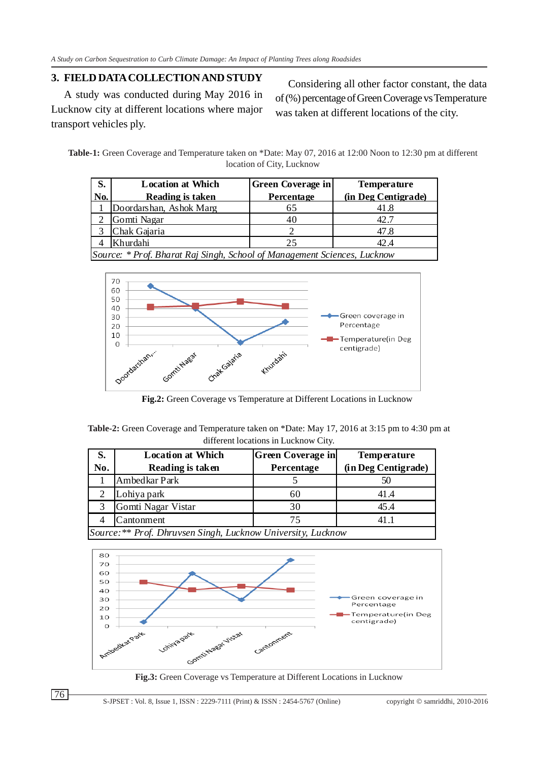## 3. FIELD DATA COLLECTION AND STUDY

A study was conducted during May 2016 in Lucknow city at different locations where major transport vehicles ply.

Considering all other factor constant, the data of (%) percentage of Green Coverage vs Temperature was taken at different locations of the city.

**Table-1:** Green Coverage and Temperature taken on *Date: May 07, 2016 at 12:00 Noon to 12:30 pm at different location of City, Lucknow

| S. No. | Location at Which Reading is taken | Green Coverage in Percentage | Temperature (in Deg Centigrade) |
|---|---|---|---|
| 1 | Doordarshan, Ashok Marg | 65 | 41.8 |
| 2 | Gomti Nagar | 40 | 42.7 |
| 3 | Chak Gajaria | 2 | 47.8 |
| 4 | Khurdahi | 25 | 42.4 |

*Source: * Prof. Bharat Raj Singh, School of Management Sciences, Lucknow*

**Fig.2:** Green Coverage vs Temperature at Different Locations in Lucknow

**Table-2:** Green Coverage and Temperature taken on *Date: May 17, 2016 at 3:15 pm to 4:30 pm at different locations in Lucknow City.

| S. No. | Location at Which Reading is taken | Green Coverage in Percentage | Temperature (in Deg Centigrade) |
|---|---|---|---|
| 1 | Ambedkar Park | 5 | 50 |
| 2 | Lohiya park | 60 | 41.4 |
| 3 | Gomti Nagar Vistar | 30 | 45.4 |
| 4 | Cantonment | 75 | 41.1 |

*Source: ** Prof. Dhruvsen Singh, Lucknow University, Lucknow*

**Fig.3:** Green Coverage vs Temperature at Different Locations in Lucknow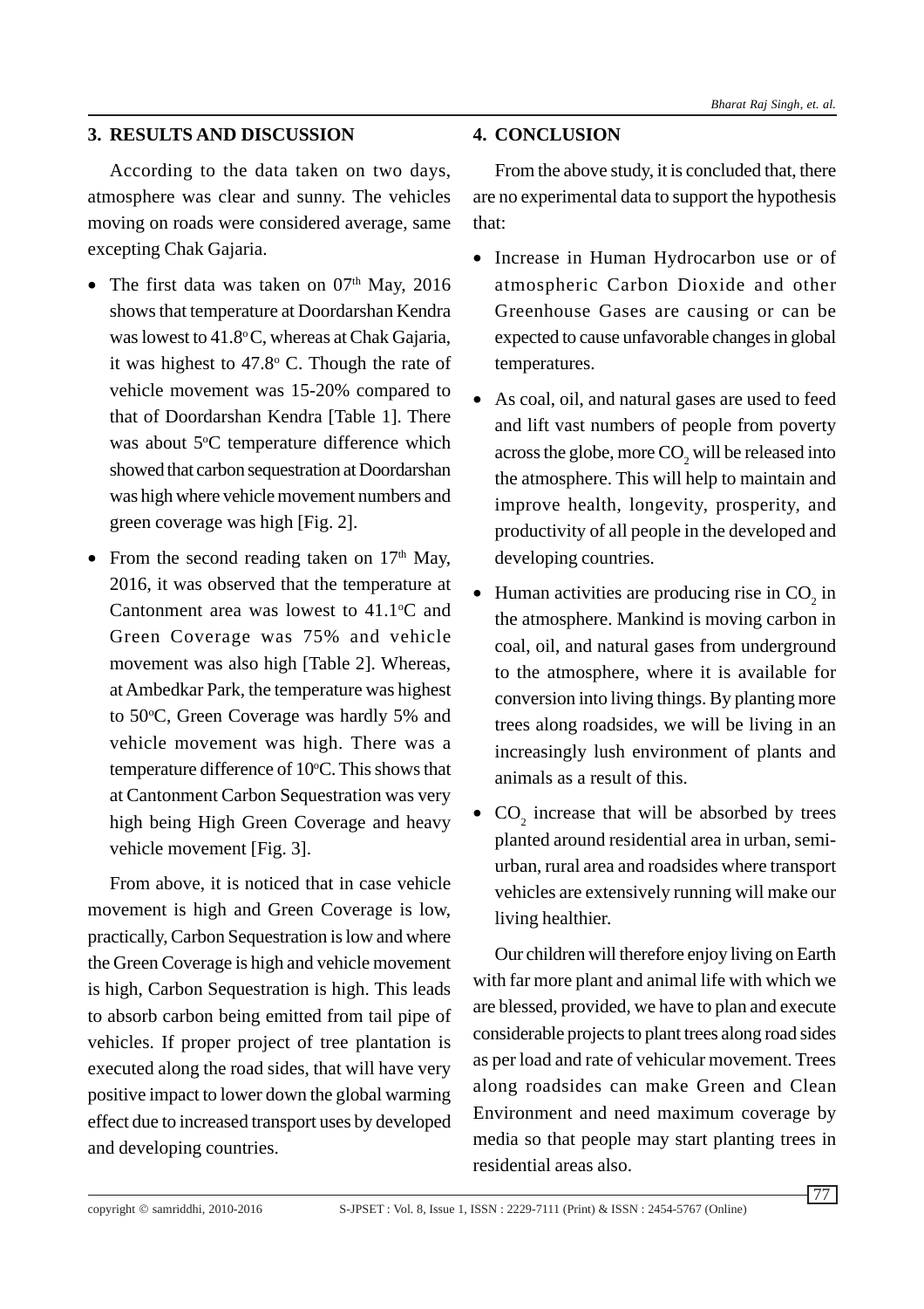## 3. RESULTS AND DISCUSSION

According to the data taken on two days, atmosphere was clear and sunny. The vehicles moving on roads were considered average, same excepting Chak Gajaria.

- The first data was taken on 07th May, 2016 shows that temperature at Doordarshan Kendra was lowest to 41.8°C, whereas at Chak Gajaria, it was highest to 47.8° C. Though the rate of vehicle movement was 15-20% compared to that of Doordarshan Kendra [Table 1]. There was about 5°C temperature difference which showed that carbon sequestration at Doordarshan was high where vehicle movement numbers and green coverage was high [Fig. 2].
- From the second reading taken on 17th May, 2016, it was observed that the temperature at Cantonment area was lowest to 41.1°C and Green Coverage was 75% and vehicle movement was also high [Table 2]. Whereas, at Ambedkar Park, the temperature was highest to 50°C, Green Coverage was hardly 5% and vehicle movement was high. There was a temperature difference of 10°C. This shows that at Cantonment Carbon Sequestration was very high being High Green Coverage and heavy vehicle movement [Fig. 3].

From above, it is noticed that in case vehicle movement is high and Green Coverage is low, practically, Carbon Sequestration is low and where the Green Coverage is high and vehicle movement is high, Carbon Sequestration is high. This leads to absorb carbon being emitted from tail pipe of vehicles. If proper project of tree plantation is executed along the road sides, that will have very positive impact to lower down the global warming effect due to increased transport uses by developed and developing countries.

## 4. CONCLUSION

From the above study, it is concluded that, there are no experimental data to support the hypothesis that:

- Increase in Human Hydrocarbon use or of atmospheric Carbon Dioxide and other Greenhouse Gases are causing or can be expected to cause unfavorable changes in global temperatures.
- As coal, oil, and natural gases are used to feed and lift vast numbers of people from poverty across the globe, more $CO_2$ will be released into the atmosphere. This will help to maintain and improve health, longevity, prosperity, and productivity of all people in the developed and developing countries.
- Human activities are producing rise in $CO_2$ in the atmosphere. Mankind is moving carbon in coal, oil, and natural gases from underground to the atmosphere, where it is available for conversion into living things. By planting more trees along roadsides, we will be living in an increasingly lush environment of plants and animals as a result of this.
- $CO_2$ increase that will be absorbed by trees planted around residential area in urban, semi-urban, rural area and roadsides where transport vehicles are extensively running will make our living healthier.

Our children will therefore enjoy living on Earth with far more plant and animal life with which we are blessed, provided, we have to plan and execute considerable projects to plant trees along road sides as per load and rate of vehicular movement. Trees along roadsides can make Green and Clean Environment and need maximum coverage by media so that people may start planting trees in residential areas also.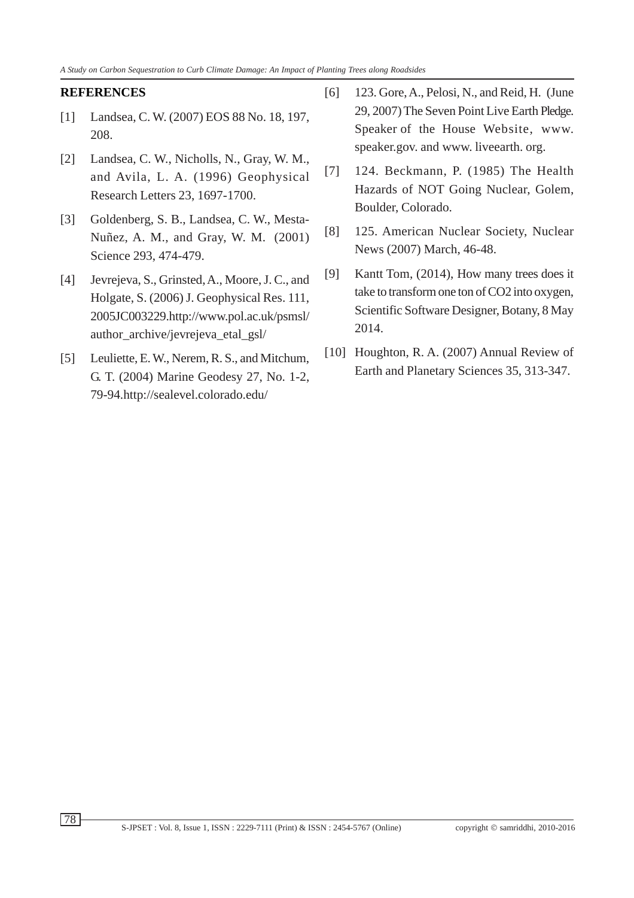## REFERENCES

[1] Landsea, C. W. (2007) EOS 88 No. 18, 197, 208.

[2] Landsea, C. W., Nicholls, N., Gray, W. M., and Avila, L. A. (1996) Geophysical Research Letters 23, 1697-1700.

[3] Goldenberg, S. B., Landsea, C. W., Mesta-Nuñez, A. M., and Gray, W. M. (2001) Science 293, 474-479.

[4] Jevrejeva, S., Grinsted, A., Moore, J. C., and Holgate, S. (2006) J. Geophysical Res. 111, 2005JC003229.http://www.pol.ac.uk/psmsl/author_archive/jevrejeva_etal_gsl/

[5] Leuliette, E. W., Nerem, R. S., and Mitchum, G. T. (2004) Marine Geodesy 27, No. 1-2, 79-94.http://sealevel.colorado.edu/

[6] 123. Gore, A., Pelosi, N., and Reid, H. (June 29, 2007) The Seven Point Live Earth Pledge. Speaker of the House Website, www.speaker.gov. and www. liveearth. org.

[7] 124. Beckmann, P. (1985) The Health Hazards of NOT Going Nuclear, Golem, Boulder, Colorado.

[8] 125. American Nuclear Society, Nuclear News (2007) March, 46-48.

[9] Kantt Tom, (2014), How many trees does it take to transform one ton of CO2 into oxygen, Scientific Software Designer, Botany, 8 May 2014.

[10] Houghton, R. A. (2007) Annual Review of Earth and Planetary Sciences 35, 313-347.